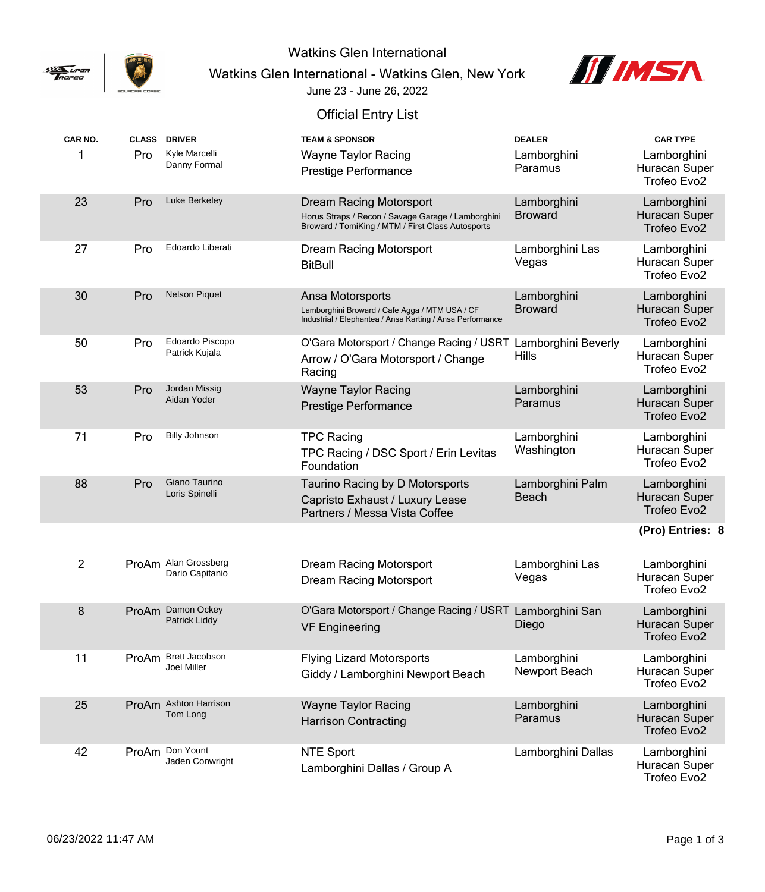Watkins Glen International

Watkins Glen International - Watkins Glen, New York

June 23 - June 26, 2022

## Official Entry List

| CAR NO. | CLASS | DRIVER | TEAM & SPONSOR | DEALER | CAR TYPE |
|---|---|---|---|---|---|
| 1 | Pro | Kyle Marcelli<br>Danny Formal | Wayne Taylor Racing<br>Prestige Performance | Lamborghini Paramus | Lamborghini Huracan Super Trofeo Evo2 |
| 23 | Pro | Luke Berkeley | Dream Racing Motorsport<br>Horus Straps / Recon / Savage Garage / Lamborghini Broward / TomiKing / MTM / First Class Autosports | Lamborghini Broward | Lamborghini Huracan Super Trofeo Evo2 |
| 27 | Pro | Edoardo Liberati | Dream Racing Motorsport<br>BitBull | Lamborghini Las Vegas | Lamborghini Huracan Super Trofeo Evo2 |
| 30 | Pro | Nelson Piquet | Ansa Motorsports<br>Lamborghini Broward / Cafe Agga / MTM USA / CF Industrial / Elephantea / Ansa Karting / Ansa Performance | Lamborghini Broward | Lamborghini Huracan Super Trofeo Evo2 |
| 50 | Pro | Edoardo Piscopo<br>Patrick Kujala | O'Gara Motorsport / Change Racing / USRT<br>Arrow / O'Gara Motorsport / Change Racing | Lamborghini Beverly Hills | Lamborghini Huracan Super Trofeo Evo2 |
| 53 | Pro | Jordan Missig<br>Aidan Yoder | Wayne Taylor Racing<br>Prestige Performance | Lamborghini Paramus | Lamborghini Huracan Super Trofeo Evo2 |
| 71 | Pro | Billy Johnson | TPC Racing<br>TPC Racing / DSC Sport / Erin Levitas Foundation | Lamborghini Washington | Lamborghini Huracan Super Trofeo Evo2 |
| 88 | Pro | Giano Taurino<br>Loris Spinelli | Taurino Racing by D Motorsports<br>Capristo Exhaust / Luxury Lease Partners / Messa Vista Coffee | Lamborghini Palm Beach | Lamborghini Huracan Super Trofeo Evo2 |

**(Pro) Entries: 8**

| CAR NO. | CLASS | DRIVER | TEAM & SPONSOR | DEALER | CAR TYPE |
|---|---|---|---|---|---|
| 2 | ProAm | Alan Grossberg<br>Dario Capitanio | Dream Racing Motorsport<br>Dream Racing Motorsport | Lamborghini Las Vegas | Lamborghini Huracan Super Trofeo Evo2 |
| 8 | ProAm | Damon Ockey<br>Patrick Liddy | O'Gara Motorsport / Change Racing / USRT<br>VF Engineering | Lamborghini San Diego | Lamborghini Huracan Super Trofeo Evo2 |
| 11 | ProAm | Brett Jacobson<br>Joel Miller | Flying Lizard Motorsports<br>Giddy / Lamborghini Newport Beach | Lamborghini Newport Beach | Lamborghini Huracan Super Trofeo Evo2 |
| 25 | ProAm | Ashton Harrison<br>Tom Long | Wayne Taylor Racing<br>Harrison Contracting | Lamborghini Paramus | Lamborghini Huracan Super Trofeo Evo2 |
| 42 | ProAm | Don Yount<br>Jaden Conwright | NTE Sport<br>Lamborghini Dallas / Group A | Lamborghini Dallas | Lamborghini Huracan Super Trofeo Evo2 |

06/23/2022 11:47 AM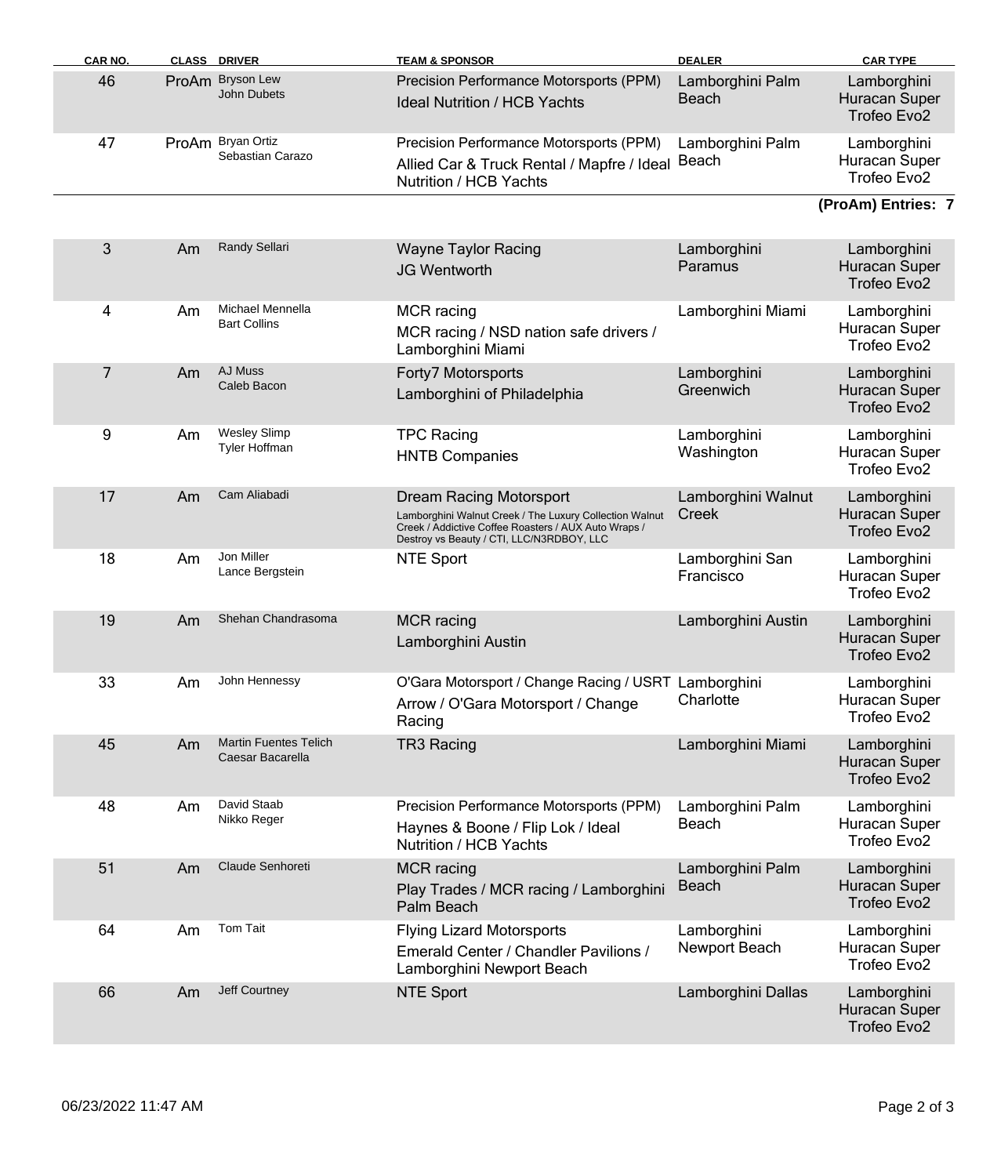| CAR NO. | CLASS | DRIVER | TEAM & SPONSOR | DEALER | CAR TYPE |
|---|---|---|---|---|---|
| 46 | ProAm | Bryson Lew<br>John Dubets | Precision Performance Motorsports (PPM)<br>Ideal Nutrition / HCB Yachts | Lamborghini Palm Beach | Lamborghini Huracan Super Trofeo Evo2 |
| 47 | ProAm | Bryan Ortiz<br>Sebastian Carazo | Precision Performance Motorsports (PPM)<br>Allied Car & Truck Rental / Mapfre / Ideal Nutrition / HCB Yachts | Lamborghini Palm Beach | Lamborghini Huracan Super Trofeo Evo2 |

**(ProAm) Entries: 7**

| CAR NO. | CLASS | DRIVER | TEAM & SPONSOR | DEALER | CAR TYPE |
|---|---|---|---|---|---|
| 3 | Am | Randy Sellari | Wayne Taylor Racing<br>JG Wentworth | Lamborghini Paramus | Lamborghini Huracan Super Trofeo Evo2 |
| 4 | Am | Michael Mennella<br>Bart Collins | MCR racing<br>MCR racing / NSD nation safe drivers / Lamborghini Miami | Lamborghini Miami | Lamborghini Huracan Super Trofeo Evo2 |
| 7 | Am | AJ Muss<br>Caleb Bacon | Forty7 Motorsports<br>Lamborghini of Philadelphia | Lamborghini Greenwich | Lamborghini Huracan Super Trofeo Evo2 |
| 9 | Am | Wesley Slimp<br>Tyler Hoffman | TPC Racing<br>HNTB Companies | Lamborghini Washington | Lamborghini Huracan Super Trofeo Evo2 |
| 17 | Am | Cam Aliabadi | Dream Racing Motorsport<br>Lamborghini Walnut Creek / The Luxury Collection Walnut Creek / Addictive Coffee Roasters / AUX Auto Wraps / Destroy vs Beauty / CTI, LLC/N3RDBOY, LLC | Lamborghini Walnut Creek | Lamborghini Huracan Super Trofeo Evo2 |
| 18 | Am | Jon Miller<br>Lance Bergstein | NTE Sport | Lamborghini San Francisco | Lamborghini Huracan Super Trofeo Evo2 |
| 19 | Am | Shehan Chandrasoma | MCR racing<br>Lamborghini Austin | Lamborghini Austin | Lamborghini Huracan Super Trofeo Evo2 |
| 33 | Am | John Hennessy | O'Gara Motorsport / Change Racing / USRT<br>Arrow / O'Gara Motorsport / Change Racing | Lamborghini Charlotte | Lamborghini Huracan Super Trofeo Evo2 |
| 45 | Am | Martin Fuentes Telich<br>Caesar Bacarella | TR3 Racing | Lamborghini Miami | Lamborghini Huracan Super Trofeo Evo2 |
| 48 | Am | David Staab<br>Nikko Reger | Precision Performance Motorsports (PPM)<br>Haynes & Boone / Flip Lok / Ideal Nutrition / HCB Yachts | Lamborghini Palm Beach | Lamborghini Huracan Super Trofeo Evo2 |
| 51 | Am | Claude Senhoreti | MCR racing<br>Play Trades / MCR racing / Lamborghini Palm Beach | Lamborghini Palm Beach | Lamborghini Huracan Super Trofeo Evo2 |
| 64 | Am | Tom Tait | Flying Lizard Motorsports<br>Emerald Center / Chandler Pavilions / Lamborghini Newport Beach | Lamborghini Newport Beach | Lamborghini Huracan Super Trofeo Evo2 |
| 66 | Am | Jeff Courtney | NTE Sport | Lamborghini Dallas | Lamborghini Huracan Super Trofeo Evo2 |

06/23/2022 11:47 AM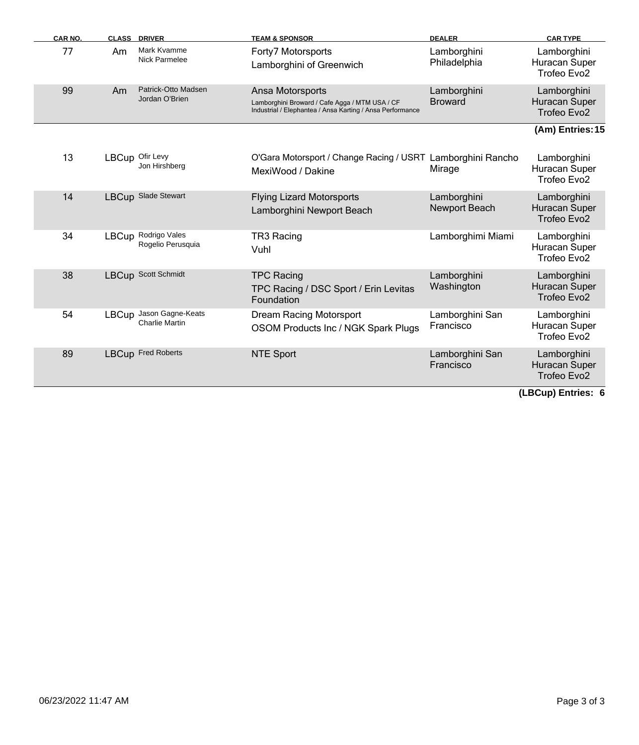| CAR NO. | CLASS | DRIVER | TEAM & SPONSOR | DEALER | CAR TYPE |
|---|---|---|---|---|---|
| 77 | Am | Mark Kvamme<br>Nick Parmelee | Forty7 Motorsports<br>Lamborghini of Greenwich | Lamborghini Philadelphia | Lamborghini Huracan Super Trofeo Evo2 |
| 99 | Am | Patrick-Otto Madsen<br>Jordan O'Brien | Ansa Motorsports<br>Lamborghini Broward / Cafe Agga / MTM USA / CF Industrial / Elephantea / Ansa Karting / Ansa Performance | Lamborghini Broward | Lamborghini Huracan Super Trofeo Evo2 |

**(Am) Entries: 15**

| CAR NO. | CLASS | DRIVER | TEAM & SPONSOR | DEALER | CAR TYPE |
|---|---|---|---|---|---|
| 13 | LBCup | Ofir Levy<br>Jon Hirshberg | O'Gara Motorsport / Change Racing / USRT<br>MexiWood / Dakine | Lamborghini Rancho Mirage | Lamborghini Huracan Super Trofeo Evo2 |
| 14 | LBCup | Slade Stewart | Flying Lizard Motorsports<br>Lamborghini Newport Beach | Lamborghini Newport Beach | Lamborghini Huracan Super Trofeo Evo2 |
| 34 | LBCup | Rodrigo Vales<br>Rogelio Perusquia | TR3 Racing<br>Vuhl | Lamborghimi Miami | Lamborghini Huracan Super Trofeo Evo2 |
| 38 | LBCup | Scott Schmidt | TPC Racing<br>TPC Racing / DSC Sport / Erin Levitas Foundation | Lamborghini Washington | Lamborghini Huracan Super Trofeo Evo2 |
| 54 | LBCup | Jason Gagne-Keats<br>Charlie Martin | Dream Racing Motorsport<br>OSOM Products Inc / NGK Spark Plugs | Lamborghini San Francisco | Lamborghini Huracan Super Trofeo Evo2 |
| 89 | LBCup | Fred Roberts | NTE Sport | Lamborghini San Francisco | Lamborghini Huracan Super Trofeo Evo2 |

**(LBCup) Entries: 6**

06/23/2022 11:47 AM